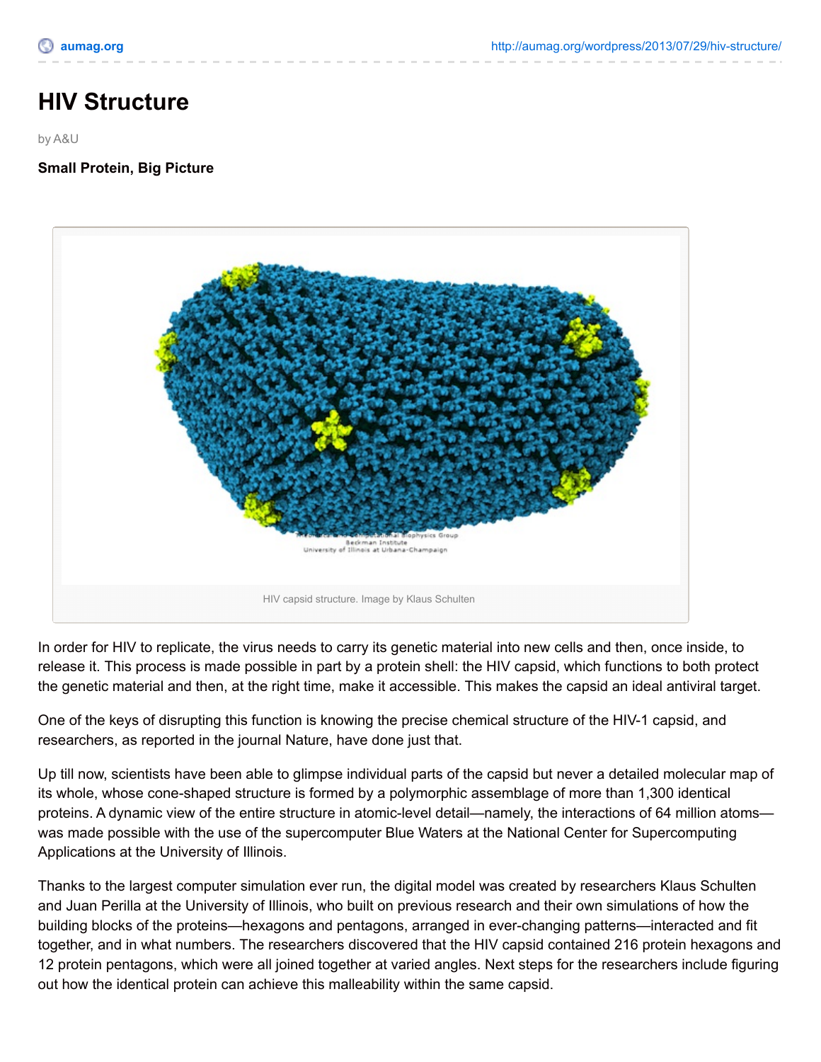# HIV Structure

by A&U

**Small Protein, Big Picture**

HIV capsid structure. Image by Klaus Schulten

In order for HIV to replicate, the virus needs to carry its genetic material into new cells and then, once inside, to release it. This process is made possible in part by a protein shell: the HIV capsid, which functions to both protect the genetic material and then, at the right time, make it accessible. This makes the capsid an ideal antiviral target.

One of the keys of disrupting this function is knowing the precise chemical structure of the HIV-1 capsid, and researchers, as reported in the journal Nature, have done just that.

Up till now, scientists have been able to glimpse individual parts of the capsid but never a detailed molecular map of its whole, whose cone-shaped structure is formed by a polymorphic assemblage of more than 1,300 identical proteins. A dynamic view of the entire structure in atomic-level detail—namely, the interactions of 64 million atoms—was made possible with the use of the supercomputer Blue Waters at the National Center for Supercomputing Applications at the University of Illinois.

Thanks to the largest computer simulation ever run, the digital model was created by researchers Klaus Schulten and Juan Perilla at the University of Illinois, who built on previous research and their own simulations of how the building blocks of the proteins—hexagons and pentagons, arranged in ever-changing patterns—interacted and fit together, and in what numbers. The researchers discovered that the HIV capsid contained 216 protein hexagons and 12 protein pentagons, which were all joined together at varied angles. Next steps for the researchers include figuring out how the identical protein can achieve this malleability within the same capsid.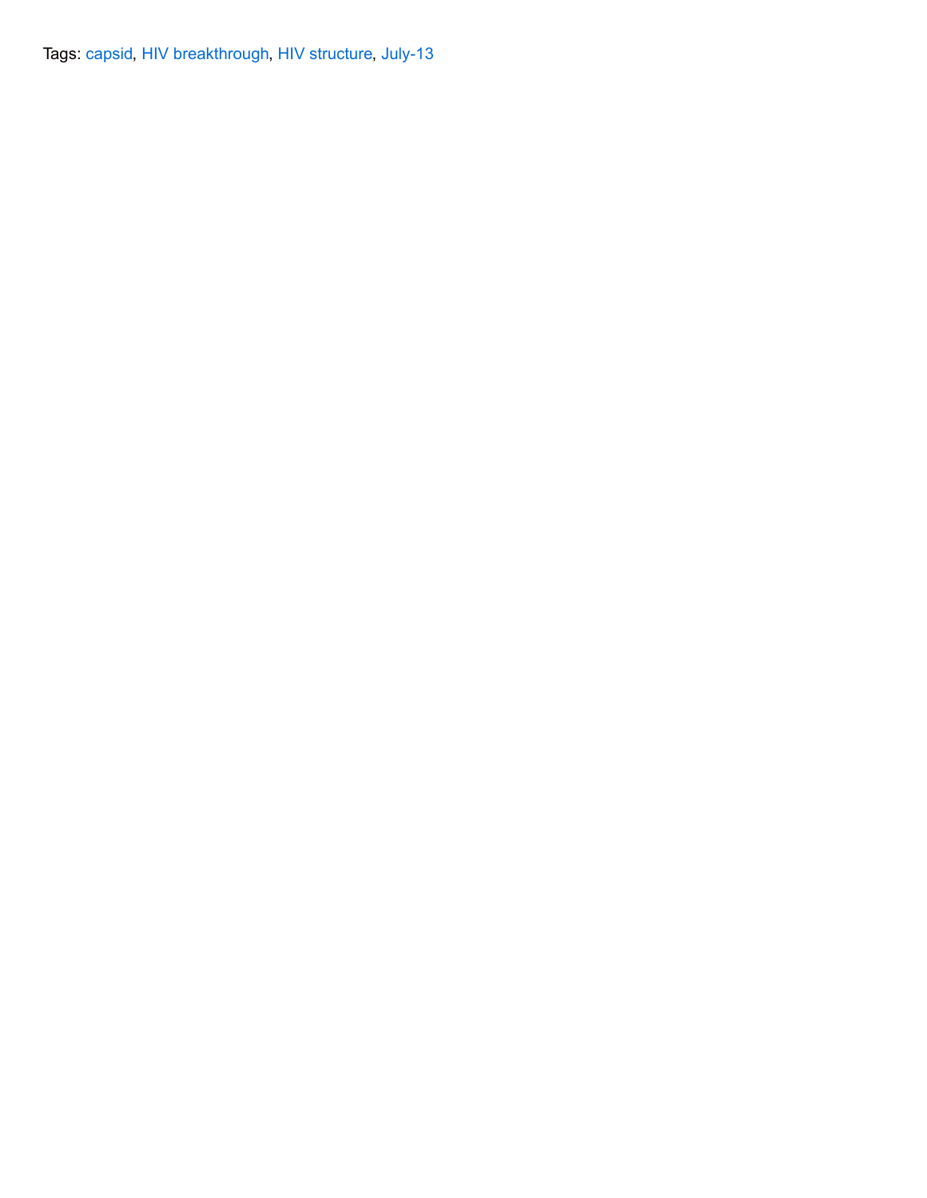Tags: capsid, HIV breakthrough, HIV structure, July-13